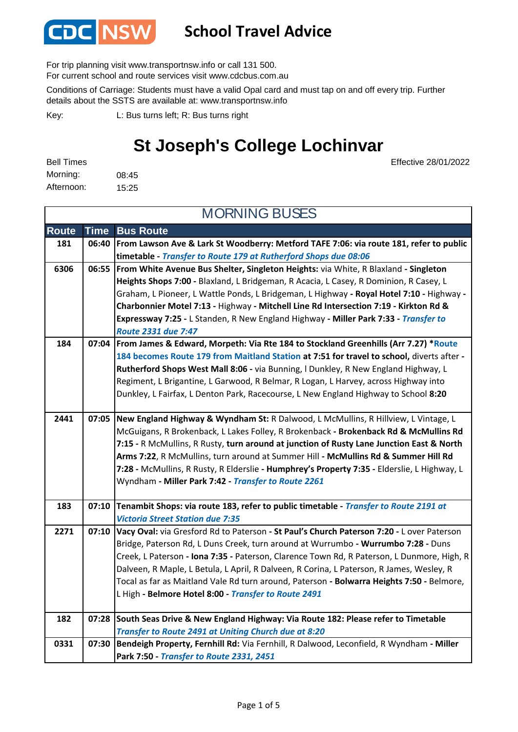# School Travel Advice

For trip planning visit www.transportnsw.info or call 131 500.
For current school and route services visit www.cdcbus.com.au

Conditions of Carriage: Students must have a valid Opal card and must tap on and off every trip. Further details about the SSTS are available at: www.transportnsw.info

Key: L: Bus turns left; R: Bus turns right

## St Joseph's College Lochinvar

Effective 28/01/2022

Bell Times
Morning: 08:45
Afternoon: 15:25

### MORNING BUSES

| Route | Time | Bus Route |
|---|---|---|
| 181 | 06:40 | **From Lawson Ave & Lark St Woodbery: Metford TAFE 7:06: via route 181, refer to public timetable -** ***Transfer to Route 179 at Rutherford Shops due 08:06*** |
| 6306 | 06:55 | **From White Avenue Bus Shelter, Singleton Heights:** via White, R Blaxland **- Singleton Heights Shops 7:00 -** Blaxland, L Bridgeman, R Acacia, L Casey, R Dominion, R Casey, L Graham, L Pioneer, L Wattle Ponds, L Bridgeman, L Highway **- Royal Hotel 7:10 -** Highway **- Charbonnier Motel 7:13 -** Highway **- Mitchell Line Rd Intersection 7:19 - Kirkton Rd & Expressway 7:25 -** L Standen, R New England Highway **- Miller Park 7:33 -** ***Transfer to Route 2331 due 7:47*** |
| 184 | 07:04 | **From James & Edward, Morpeth: Via Rte 184 to Stockland Greenhills (Arr 7.27) \*Route 184 becomes Route 179 from Maitland Station at 7:51 for travel to school,** diverts after **- Rutherford Shops West Mall 8:06 -** via Bunning, l Dunkley, R New England Highway, L Regiment, L Brigantine, L Garwood, R Belmar, R Logan, L Harvey, across Highway into Dunkley, L Fairfax, L Denton Park, Racecourse, L New England Highway to School **8:20** |
| 2441 | 07:05 | **New England Highway & Wyndham St:** R Dalwood, L McMullins, R Hillview, L Vintage, L McGuigans, R Brokenback, L Lakes Folley, R Brokenback **- Brokenback Rd & McMullins Rd 7:15 -** R McMullins, R Rusty, **turn around at junction of Rusty Lane Junction East & North Arms 7:22**, R McMullins, turn around at Summer Hill **- McMullins Rd & Summer Hill Rd 7:28 -** McMullins, R Rusty, R Elderslie **- Humphrey's Property 7:35 -** Elderslie, L Highway, L Wyndham **- Miller Park 7:42 -** ***Transfer to Route 2261*** |
| 183 | 07:10 | **Tenambit Shops: via route 183, refer to public timetable -** ***Transfer to Route 2191 at Victoria Street Station due 7:35*** |
| 2271 | 07:10 | **Vacy Oval:** via Gresford Rd to Paterson **- St Paul's Church Paterson 7:20 -** L over Paterson Bridge, Paterson Rd, L Duns Creek, turn around at Wurrumbo **- Wurrumbo 7:28 -** Duns Creek, L Paterson **- Iona 7:35 -** Paterson, Clarence Town Rd, R Paterson, L Dunmore, High, R Dalveen, R Maple, L Betula, L April, R Dalveen, R Corina, L Paterson, R James, Wesley, R Tocal as far as Maitland Vale Rd turn around, Paterson **- Bolwarra Heights 7:50 -** Belmore, L High **- Belmore Hotel 8:00 -** ***Transfer to Route 2491*** |
| 182 | 07:28 | **South Seas Drive & New England Highway: Via Route 182: Please refer to Timetable** ***Transfer to Route 2491 at Uniting Church due at 8:20*** |
| 0331 | 07:30 | **Bendeigh Property, Fernhill Rd:** Via Fernhill, R Dalwood, Leconfield, R Wyndham **- Miller Park 7:50 -** ***Transfer to Route 2331, 2451*** |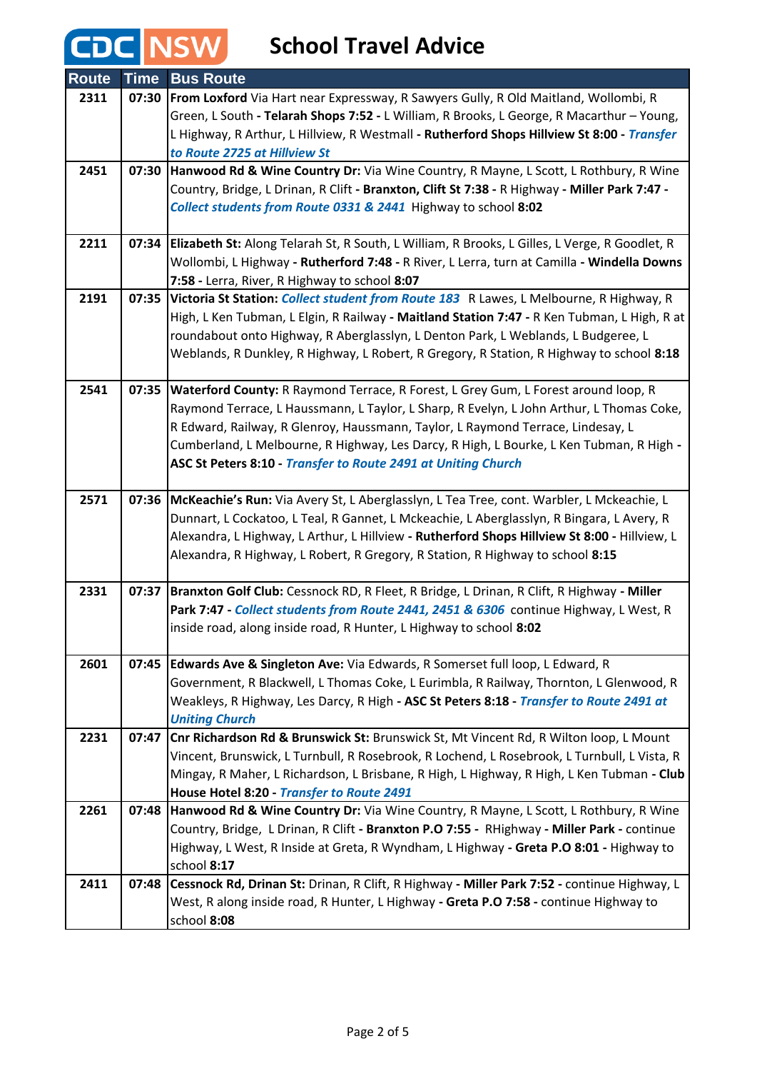# School Travel Advice

| Route | Time | Bus Route |
|---|---|---|
| 2311 | 07:30 | **From Loxford** Via Hart near Expressway, R Sawyers Gully, R Old Maitland, Wollombi, R Green, L South - **Telarah Shops 7:52** - L William, R Brooks, L George, R Macarthur – Young, L Highway, R Arthur, L Hillview, R Westmall - **Rutherford Shops Hillview St 8:00** - ***Transfer to Route 2725 at Hillview St*** |
| 2451 | 07:30 | **Hanwood Rd & Wine Country Dr:** Via Wine Country, R Mayne, L Scott, L Rothbury, R Wine Country, Bridge, L Drinan, R Clift - **Branxton, Clift St 7:38** - R Highway - **Miller Park 7:47** - ***Collect students from Route 0331 & 2441*** Highway to school **8:02** |
| 2211 | 07:34 | **Elizabeth St:** Along Telarah St, R South, L William, R Brooks, L Gilles, L Verge, R Goodlet, R Wollombi, L Highway - **Rutherford 7:48** - R River, L Lerra, turn at Camilla - **Windella Downs 7:58** - Lerra, River, R Highway to school **8:07** |
| 2191 | 07:35 | **Victoria St Station:** ***Collect student from Route 183*** R Lawes, L Melbourne, R Highway, R High, L Ken Tubman, L Elgin, R Railway - **Maitland Station 7:47** - R Ken Tubman, L High, R at roundabout onto Highway, R Aberglasslyn, L Denton Park, L Weblands, L Budgeree, L Weblands, R Dunkley, R Highway, L Robert, R Gregory, R Station, R Highway to school **8:18** |
| 2541 | 07:35 | **Waterford County:** R Raymond Terrace, R Forest, L Grey Gum, L Forest around loop, R Raymond Terrace, L Haussmann, L Taylor, L Sharp, R Evelyn, L John Arthur, L Thomas Coke, R Edward, Railway, R Glenroy, Haussmann, Taylor, L Raymond Terrace, Lindesay, L Cumberland, L Melbourne, R Highway, Les Darcy, R High, L Bourke, L Ken Tubman, R High - **ASC St Peters 8:10** - ***Transfer to Route 2491 at Uniting Church*** |
| 2571 | 07:36 | **McKeachie's Run:** Via Avery St, L Aberglasslyn, L Tea Tree, cont. Warbler, L Mckeachie, L Dunnart, L Cockatoo, L Teal, R Gannet, L Mckeachie, L Aberglasslyn, R Bingara, L Avery, R Alexandra, L Highway, L Arthur, L Hillview - **Rutherford Shops Hillview St 8:00** - Hillview, L Alexandra, R Highway, L Robert, R Gregory, R Station, R Highway to school **8:15** |
| 2331 | 07:37 | **Branxton Golf Club:** Cessnock RD, R Fleet, R Bridge, L Drinan, R Clift, R Highway - **Miller Park 7:47** - ***Collect students from Route 2441, 2451 & 6306*** continue Highway, L West, R inside road, along inside road, R Hunter, L Highway to school **8:02** |
| 2601 | 07:45 | **Edwards Ave & Singleton Ave:** Via Edwards, R Somerset full loop, L Edward, R Government, R Blackwell, L Thomas Coke, L Eurimbla, R Railway, Thornton, L Glenwood, R Weakleys, R Highway, Les Darcy, R High - **ASC St Peters 8:18** - ***Transfer to Route 2491 at Uniting Church*** |
| 2231 | 07:47 | **Cnr Richardson Rd & Brunswick St:** Brunswick St, Mt Vincent Rd, R Wilton loop, L Mount Vincent, Brunswick, L Turnbull, R Rosebrook, R Lochend, L Rosebrook, L Turnbull, L Vista, R Mingay, R Maher, L Richardson, L Brisbane, R High, L Highway, R High, L Ken Tubman - **Club House Hotel 8:20** - ***Transfer to Route 2491*** |
| 2261 | 07:48 | **Hanwood Rd & Wine Country Dr:** Via Wine Country, R Mayne, L Scott, L Rothbury, R Wine Country, Bridge, L Drinan, R Clift - **Branxton P.O 7:55** - RHighway - **Miller Park** - continue Highway, L West, R Inside at Greta, R Wyndham, L Highway - **Greta P.O 8:01** - Highway to school **8:17** |
| 2411 | 07:48 | **Cessnock Rd, Drinan St:** Drinan, R Clift, R Highway - **Miller Park 7:52** - continue Highway, L West, R along inside road, R Hunter, L Highway - **Greta P.O 7:58** - continue Highway to school **8:08** |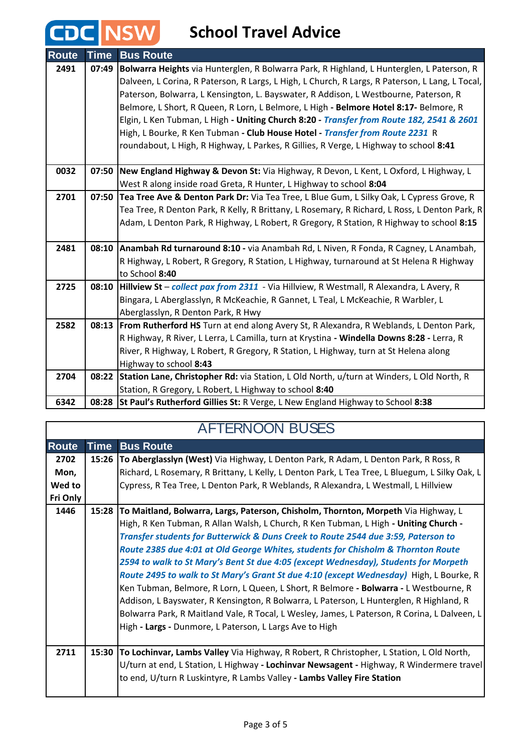CDC NSW

# School Travel Advice

| Route | Time | Bus Route |
|---|---|---|
| 2491 | 07:49 | **Bolwarra Heights** via Hunterglen, R Bolwarra Park, R Highland, L Hunterglen, L Paterson, R Dalveen, L Corina, R Paterson, R Largs, L High, L Church, R Largs, R Paterson, L Lang, L Tocal, Paterson, Bolwarra, L Kensington, L. Bayswater, R Addison, L Westbourne, Paterson, R Belmore, L Short, R Queen, R Lorn, L Belmore, L High - **Belmore Hotel 8:17-** Belmore, R Elgin, L Ken Tubman, L High **- Uniting Church 8:20 -** ***Transfer from Route 182, 2541 & 2601*** High, L Bourke, R Ken Tubman **- Club House Hotel -** ***Transfer from Route 2231*** R roundabout, L High, R Highway, L Parkes, R Gillies, R Verge, L Highway to school **8:41** |
| 0032 | 07:50 | **New England Highway & Devon St:** Via Highway, R Devon, L Kent, L Oxford, L Highway, L West R along inside road Greta, R Hunter, L Highway to school **8:04** |
| 2701 | 07:50 | **Tea Tree Ave & Denton Park Dr:** Via Tea Tree, L Blue Gum, L Silky Oak, L Cypress Grove, R Tea Tree, R Denton Park, R Kelly, R Brittany, L Rosemary, R Richard, L Ross, L Denton Park, R Adam, L Denton Park, R Highway, L Robert, R Gregory, R Station, R Highway to school **8:15** |
| 2481 | 08:10 | **Anambah Rd turnaround 8:10 -** via Anambah Rd, L Niven, R Fonda, R Cagney, L Anambah, R Highway, L Robert, R Gregory, R Station, L Highway, turnaround at St Helena R Highway to School **8:40** |
| 2725 | 08:10 | **Hillview St** – ***collect pax from 2311*** - Via Hillview, R Westmall, R Alexandra, L Avery, R Bingara, L Aberglasslyn, R McKeachie, R Gannet, L Teal, L McKeachie, R Warbler, L Aberglasslyn, R Denton Park, R Hwy |
| 2582 | 08:13 | **From Rutherford HS** Turn at end along Avery St, R Alexandra, R Weblands, L Denton Park, R Highway, R River, L Lerra, L Camilla, turn at Krystina **- Windella Downs 8:28 -** Lerra, R River, R Highway, L Robert, R Gregory, R Station, L Highway, turn at St Helena along Highway to school **8:43** |
| 2704 | 08:22 | **Station Lane, Christopher Rd:** via Station, L Old North, u/turn at Winders, L Old North, R Station, R Gregory, L Robert, L Highway to school **8:40** |
| 6342 | 08:28 | **St Paul's Rutherford Gillies St:** R Verge, L New England Highway to School **8:38** |

## AFTERNOON BUSES

| Route | Time | Bus Route |
|---|---|---|
| 2702 Mon, Wed to Fri Only | 15:26 | **To Aberglasslyn (West)** Via Highway, L Denton Park, R Adam, L Denton Park, R Ross, R Richard, L Rosemary, R Brittany, L Kelly, L Denton Park, L Tea Tree, L Bluegum, L Silky Oak, L Cypress, R Tea Tree, L Denton Park, R Weblands, R Alexandra, L Westmall, L Hillview |
| 1446 | 15:28 | **To Maitland, Bolwarra, Largs, Paterson, Chisholm, Thornton, Morpeth** Via Highway, L High, R Ken Tubman, R Allan Walsh, L Church, R Ken Tubman, L High **- Uniting Church -** ***Transfer students for Butterwick & Duns Creek to Route 2544 due 3:59, Paterson to Route 2385 due 4:01 at Old George Whites, students for Chisholm & Thornton Route 2594 to walk to St Mary's Bent St due 4:05 (except Wednesday), Students for Morpeth Route 2495 to walk to St Mary's Grant St due 4:10 (except Wednesday)*** High, L Bourke, R Ken Tubman, Belmore, R Lorn, L Queen, L Short, R Belmore **- Bolwarra -** L Westbourne, R Addison, L Bayswater, R Kensington, R Bolwarra, L Paterson, L Hunterglen, R Highland, R Bolwarra Park, R Maitland Vale, R Tocal, L Wesley, James, L Paterson, R Corina, L Dalveen, L High **- Largs -** Dunmore, L Paterson, L Largs Ave to High |
| 2711 | 15:30 | **To Lochinvar, Lambs Valley** Via Highway, R Robert, R Christopher, L Station, L Old North, U/turn at end, L Station, L Highway **- Lochinvar Newsagent -** Highway, R Windermere travel to end, U/turn R Luskintyre, R Lambs Valley **- Lambs Valley Fire Station** |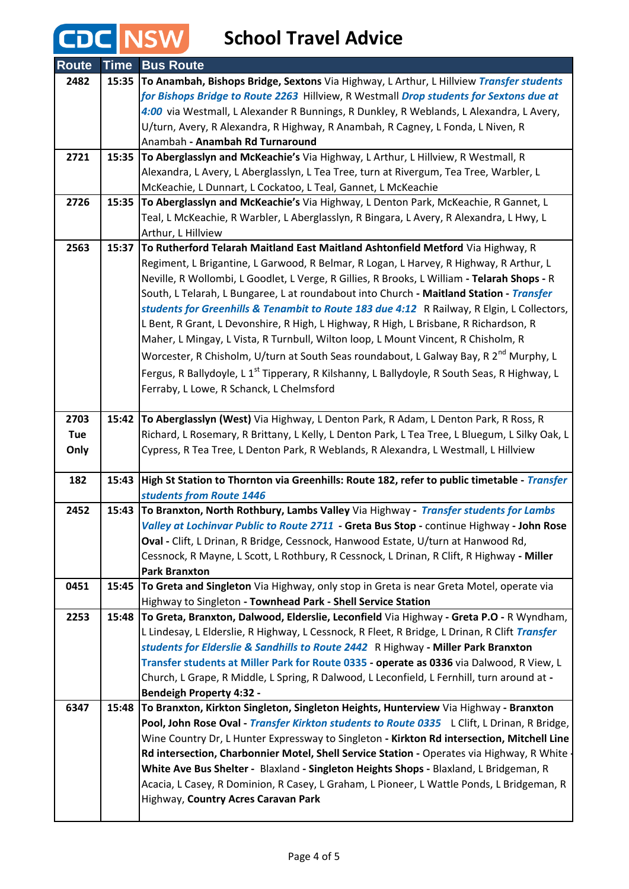# CDC NSW School Travel Advice

| Route | Time | Bus Route |
|---|---|---|
| 2482 | 15:35 | **To Anambah, Bishops Bridge, Sextons** Via Highway, L Arthur, L Hillview ***Transfer students for Bishops Bridge to Route 2263*** Hillview, R Westmall ***Drop students for Sextons due at 4:00*** via Westmall, L Alexander R Bunnings, R Dunkley, R Weblands, L Alexandra, L Avery, U/turn, Avery, R Alexandra, R Highway, R Anambah, R Cagney, L Fonda, L Niven, R Anambah **- Anambah Rd Turnaround** |
| 2721 | 15:35 | **To Aberglasslyn and McKeachie's** Via Highway, L Arthur, L Hillview, R Westmall, R Alexandra, L Avery, L Aberglasslyn, L Tea Tree, turn at Rivergum, Tea Tree, Warbler, L McKeachie, L Dunnart, L Cockatoo, L Teal, Gannet, L McKeachie |
| 2726 | 15:35 | **To Aberglasslyn and McKeachie's** Via Highway, L Denton Park, McKeachie, R Gannet, L Teal, L McKeachie, R Warbler, L Aberglasslyn, R Bingara, L Avery, R Alexandra, L Hwy, L Arthur, L Hillview |
| 2563 | 15:37 | **To Rutherford Telarah Maitland East Maitland Ashtonfield Metford** Via Highway, R Regiment, L Brigantine, L Garwood, R Belmar, R Logan, L Harvey, R Highway, R Arthur, L Neville, R Wollombi, L Goodlet, L Verge, R Gillies, R Brooks, L William **- Telarah Shops -** R South, L Telarah, L Bungaree, L at roundabout into Church **- Maitland Station -** ***Transfer students for Greenhills & Tenambit to Route 183 due 4:12*** R Railway, R Elgin, L Collectors, L Bent, R Grant, L Devonshire, R High, L Highway, R High, L Brisbane, R Richardson, R Maher, L Mingay, L Vista, R Turnbull, Wilton loop, L Mount Vincent, R Chisholm, R Worcester, R Chisholm, U/turn at South Seas roundabout, L Galway Bay, R 2nd Murphy, L Fergus, R Ballydoyle, L 1st Tipperary, R Kilshanny, L Ballydoyle, R South Seas, R Highway, L Ferraby, L Lowe, R Schanck, L Chelmsford |
| 2703 Tue Only | 15:42 | **To Aberglasslyn (West)** Via Highway, L Denton Park, R Adam, L Denton Park, R Ross, R Richard, L Rosemary, R Brittany, L Kelly, L Denton Park, L Tea Tree, L Bluegum, L Silky Oak, L Cypress, R Tea Tree, L Denton Park, R Weblands, R Alexandra, L Westmall, L Hillview |
| 182 | 15:43 | **High St Station to Thornton via Greenhills: Route 182, refer to public timetable -** ***Transfer students from Route 1446*** |
| 2452 | 15:43 | **To Branxton, North Rothbury, Lambs Valley** Via Highway - ***Transfer students for Lambs Valley at Lochinvar Public to Route 2711*** **- Greta Bus Stop -** continue Highway **- John Rose Oval -** Clift, L Drinan, R Bridge, Cessnock, Hanwood Estate, U/turn at Hanwood Rd, Cessnock, R Mayne, L Scott, L Rothbury, R Cessnock, L Drinan, R Clift, R Highway **- Miller Park Branxton** |
| 0451 | 15:45 | **To Greta and Singleton** Via Highway, only stop in Greta is near Greta Motel, operate via Highway to Singleton **- Townhead Park - Shell Service Station** |
| 2253 | 15:48 | **To Greta, Branxton, Dalwood, Elderslie, Leconfield** Via Highway **- Greta P.O -** R Wyndham, L Lindesay, L Elderslie, R Highway, L Cessnock, R Fleet, R Bridge, L Drinan, R Clift ***Transfer students for Elderslie & Sandhills to Route 2442*** R Highway **- Miller Park Branxton** **Transfer students at Miller Park for Route 0335 - operate as 0336** via Dalwood, R View, L Church, L Grape, R Middle, L Spring, R Dalwood, L Leconfield, L Fernhill, turn around at **- Bendeigh Property 4:32 -** |
| 6347 | 15:48 | **To Branxton, Kirkton Singleton, Singleton Heights, Hunterview** Via Highway **- Branxton Pool, John Rose Oval -** ***Transfer Kirkton students to Route 0335*** L Clift, L Drinan, R Bridge, Wine Country Dr, L Hunter Expressway to Singleton **- Kirkton Rd intersection, Mitchell Line Rd intersection, Charbonnier Motel, Shell Service Station -** Operates via Highway, R White **- White Ave Bus Shelter -** Blaxland **- Singleton Heights Shops -** Blaxland, L Bridgeman, R Acacia, L Casey, R Dominion, R Casey, L Graham, L Pioneer, L Wattle Ponds, L Bridgeman, R Highway, **Country Acres Caravan Park** |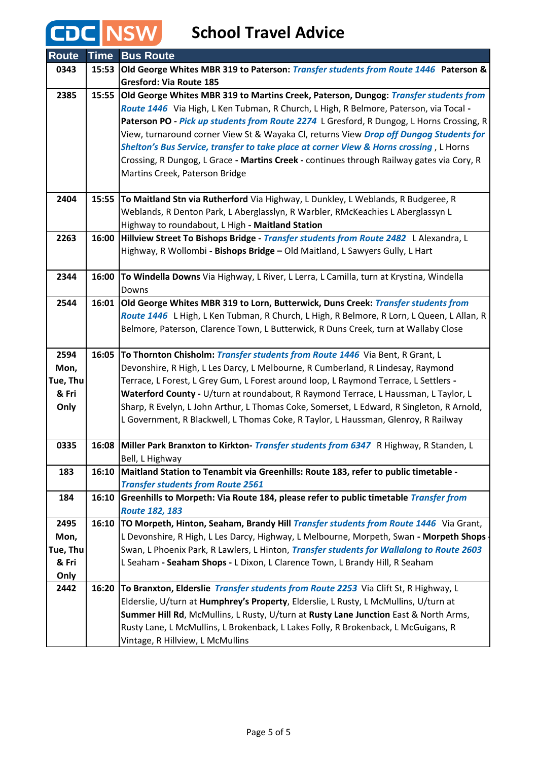# CDC NSW School Travel Advice

| Route | Time | Bus Route |
|---|---|---|
| 0343 | 15:53 | **Old George Whites MBR 319 to Paterson:** ***Transfer students from Route 1446*** **Paterson & Gresford: Via Route 185** |
| 2385 | 15:55 | **Old George Whites MBR 319 to Martins Creek, Paterson, Dungog:** ***Transfer students from Route 1446*** Via High, L Ken Tubman, R Church, L High, R Belmore, Paterson, via Tocal **- Paterson PO -** ***Pick up students from Route 2274*** L Gresford, R Dungog, L Horns Crossing, R View, turnaround corner View St & Wayaka Cl, returns View ***Drop off Dungog Students for Shelton's Bus Service, transfer to take place at corner View & Horns crossing*** , L Horns Crossing, R Dungog, L Grace **- Martins Creek -** continues through Railway gates via Cory, R Martins Creek, Paterson Bridge |
| 2404 | 15:55 | **To Maitland Stn via Rutherford** Via Highway, L Dunkley, L Weblands, R Budgeree, R Weblands, R Denton Park, L Aberglasslyn, R Warbler, RMcKeachies L Aberglassyn L Highway to roundabout, L High **- Maitland Station** |
| 2263 | 16:00 | **Hillview Street To Bishops Bridge -** ***Transfer students from Route 2482*** L Alexandra, L Highway, R Wollombi **- Bishops Bridge –** Old Maitland, L Sawyers Gully, L Hart |
| 2344 | 16:00 | **To Windella Downs** Via Highway, L River, L Lerra, L Camilla, turn at Krystina, Windella Downs |
| 2544 | 16:01 | **Old George Whites MBR 319 to Lorn, Butterwick, Duns Creek:** ***Transfer students from Route 1446*** L High, L Ken Tubman, R Church, L High, R Belmore, R Lorn, L Queen, L Allan, R Belmore, Paterson, Clarence Town, L Butterwick, R Duns Creek, turn at Wallaby Close |
| 2594 Mon, Tue, Thu & Fri Only | 16:05 | **To Thornton Chisholm:** ***Transfer students from Route 1446*** Via Bent, R Grant, L Devonshire, R High, L Les Darcy, L Melbourne, R Cumberland, R Lindesay, Raymond Terrace, L Forest, L Grey Gum, L Forest around loop, L Raymond Terrace, L Settlers **- Waterford County -** U/turn at roundabout, R Raymond Terrace, L Haussman, L Taylor, L Sharp, R Evelyn, L John Arthur, L Thomas Coke, Somerset, L Edward, R Singleton, R Arnold, L Government, R Blackwell, L Thomas Coke, R Taylor, L Haussman, Glenroy, R Railway |
| 0335 | 16:08 | **Miller Park Branxton to Kirkton-** ***Transfer students from 6347*** R Highway, R Standen, L Bell, L Highway |
| 183 | 16:10 | **Maitland Station to Tenambit via Greenhills: Route 183, refer to public timetable -** ***Transfer students from Route 2561*** |
| 184 | 16:10 | **Greenhills to Morpeth: Via Route 184, please refer to public timetable** ***Transfer from Route 182, 183*** |
| 2495 Mon, Tue, Thu & Fri Only | 16:10 | **TO Morpeth, Hinton, Seaham, Brandy Hill** ***Transfer students from Route 1446*** Via Grant, L Devonshire, R High, L Les Darcy, Highway, L Melbourne, Morpeth, Swan **- Morpeth Shops -** Swan, L Phoenix Park, R Lawlers, L Hinton, ***Transfer students for Wallalong to Route 2603*** L Seaham **- Seaham Shops -** L Dixon, L Clarence Town, L Brandy Hill, R Seaham |
| 2442 | 16:20 | **To Branxton, Elderslie** ***Transfer students from Route 2253*** Via Clift St, R Highway, L Elderslie, U/turn at **Humphrey's Property**, Elderslie, L Rusty, L McMullins, U/turn at **Summer Hill Rd**, McMullins, L Rusty, U/turn at **Rusty Lane Junction** East & North Arms, Rusty Lane, L McMullins, L Brokenback, L Lakes Folly, R Brokenback, L McGuigans, R Vintage, R Hillview, L McMullins |